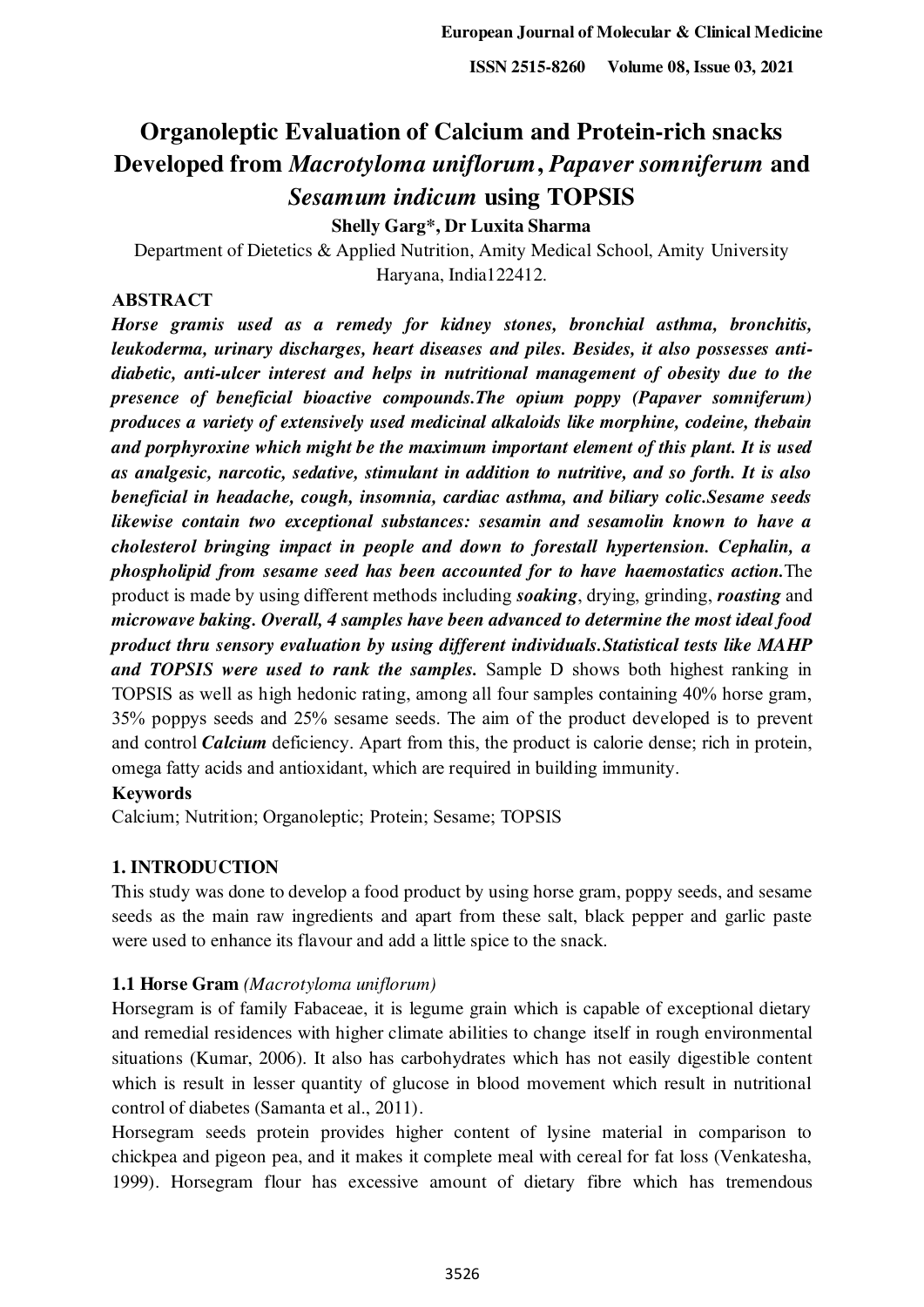# Organoleptic Evaluation of Calcium and Protein-rich snacks Developed from *Macrotyloma uniflorum*, *Papaver somniferum* and *Sesamum indicum* using TOPSIS

**Shelly Garg\*, Dr Luxita Sharma**

Department of Dietetics & Applied Nutrition, Amity Medical School, Amity University Haryana, India122412.

## ABSTRACT

***Horse gramis used as a remedy for kidney stones, bronchial asthma, bronchitis, leukoderma, urinary discharges, heart diseases and piles. Besides, it also possesses anti-diabetic, anti-ulcer interest and helps in nutritional management of obesity due to the presence of beneficial bioactive compounds.The opium poppy (Papaver somniferum) produces a variety of extensively used medicinal alkaloids like morphine, codeine, thebain and porphyroxine which might be the maximum important element of this plant. It is used as analgesic, narcotic, sedative, stimulant in addition to nutritive, and so forth. It is also beneficial in headache, cough, insomnia, cardiac asthma, and biliary colic.Sesame seeds likewise contain two exceptional substances: sesamin and sesamolin known to have a cholesterol bringing impact in people and down to forestall hypertension. Cephalin, a phospholipid from sesame seed has been accounted for to have haemostatics action.***The product is made by using different methods including ***soaking***, drying, grinding, ***roasting*** and ***microwave baking. Overall, 4 samples have been advanced to determine the most ideal food product thru sensory evaluation by using different individuals.Statistical tests like MAHP and TOPSIS were used to rank the samples.*** Sample D shows both highest ranking in TOPSIS as well as high hedonic rating, among all four samples containing 40% horse gram, 35% poppys seeds and 25% sesame seeds. The aim of the product developed is to prevent and control ***Calcium*** deficiency. Apart from this, the product is calorie dense; rich in protein, omega fatty acids and antioxidant, which are required in building immunity.

**Keywords**

Calcium; Nutrition; Organoleptic; Protein; Sesame; TOPSIS

## 1. INTRODUCTION

This study was done to develop a food product by using horse gram, poppy seeds, and sesame seeds as the main raw ingredients and apart from these salt, black pepper and garlic paste were used to enhance its flavour and add a little spice to the snack.

### 1.1 Horse Gram *(Macrotyloma uniflorum)*

Horsegram is of family Fabaceae, it is legume grain which is capable of exceptional dietary and remedial residences with higher climate abilities to change itself in rough environmental situations (Kumar, 2006). It also has carbohydrates which has not easily digestible content which is result in lesser quantity of glucose in blood movement which result in nutritional control of diabetes (Samanta et al., 2011).

Horsegram seeds protein provides higher content of lysine material in comparison to chickpea and pigeon pea, and it makes it complete meal with cereal for fat loss (Venkatesha, 1999). Horsegram flour has excessive amount of dietary fibre which has tremendous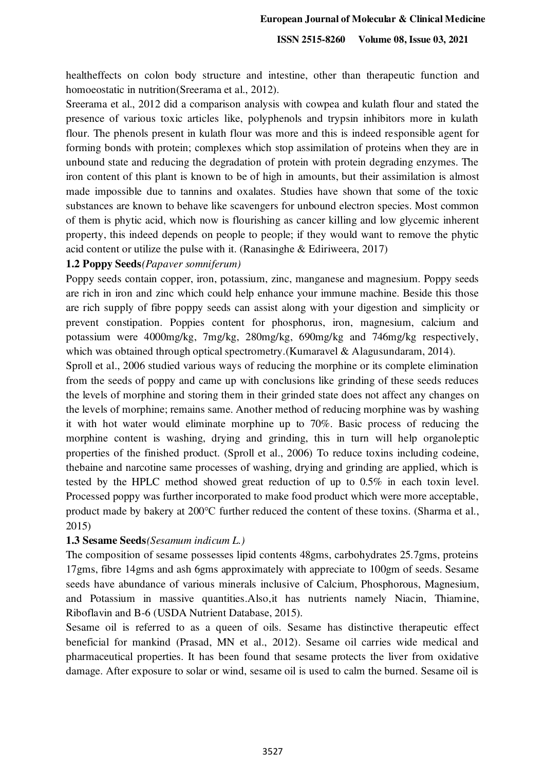healtheffects on colon body structure and intestine, other than therapeutic function and homoeostatic in nutrition(Sreerama et al., 2012).

Sreerama et al., 2012 did a comparison analysis with cowpea and kulath flour and stated the presence of various toxic articles like, polyphenols and trypsin inhibitors more in kulath flour. The phenols present in kulath flour was more and this is indeed responsible agent for forming bonds with protein; complexes which stop assimilation of proteins when they are in unbound state and reducing the degradation of protein with protein degrading enzymes. The iron content of this plant is known to be of high in amounts, but their assimilation is almost made impossible due to tannins and oxalates. Studies have shown that some of the toxic substances are known to behave like scavengers for unbound electron species. Most common of them is phytic acid, which now is flourishing as cancer killing and low glycemic inherent property, this indeed depends on people to people; if they would want to remove the phytic acid content or utilize the pulse with it. (Ranasinghe & Ediriweera, 2017)

### 1.2 Poppy Seeds*(Papaver somniferum)*

Poppy seeds contain copper, iron, potassium, zinc, manganese and magnesium. Poppy seeds are rich in iron and zinc which could help enhance your immune machine. Beside this those are rich supply of fibre poppy seeds can assist along with your digestion and simplicity or prevent constipation. Poppies content for phosphorus, iron, magnesium, calcium and potassium were 4000mg/kg, 7mg/kg, 280mg/kg, 690mg/kg and 746mg/kg respectively, which was obtained through optical spectrometry.(Kumaravel & Alagusundaram, 2014).

Sproll et al., 2006 studied various ways of reducing the morphine or its complete elimination from the seeds of poppy and came up with conclusions like grinding of these seeds reduces the levels of morphine and storing them in their grinded state does not affect any changes on the levels of morphine; remains same. Another method of reducing morphine was by washing it with hot water would eliminate morphine up to 70%. Basic process of reducing the morphine content is washing, drying and grinding, this in turn will help organoleptic properties of the finished product. (Sproll et al., 2006) To reduce toxins including codeine, thebaine and narcotine same processes of washing, drying and grinding are applied, which is tested by the HPLC method showed great reduction of up to 0.5% in each toxin level. Processed poppy was further incorporated to make food product which were more acceptable, product made by bakery at 200°C further reduced the content of these toxins. (Sharma et al., 2015)

### 1.3 Sesame Seeds*(Sesamum indicum L.)*

The composition of sesame possesses lipid contents 48gms, carbohydrates 25.7gms, proteins 17gms, fibre 14gms and ash 6gms approximately with appreciate to 100gm of seeds. Sesame seeds have abundance of various minerals inclusive of Calcium, Phosphorous, Magnesium, and Potassium in massive quantities.Also,it has nutrients namely Niacin, Thiamine, Riboflavin and B-6 (USDA Nutrient Database, 2015).

Sesame oil is referred to as a queen of oils. Sesame has distinctive therapeutic effect beneficial for mankind (Prasad, MN et al., 2012). Sesame oil carries wide medical and pharmaceutical properties. It has been found that sesame protects the liver from oxidative damage. After exposure to solar or wind, sesame oil is used to calm the burned. Sesame oil is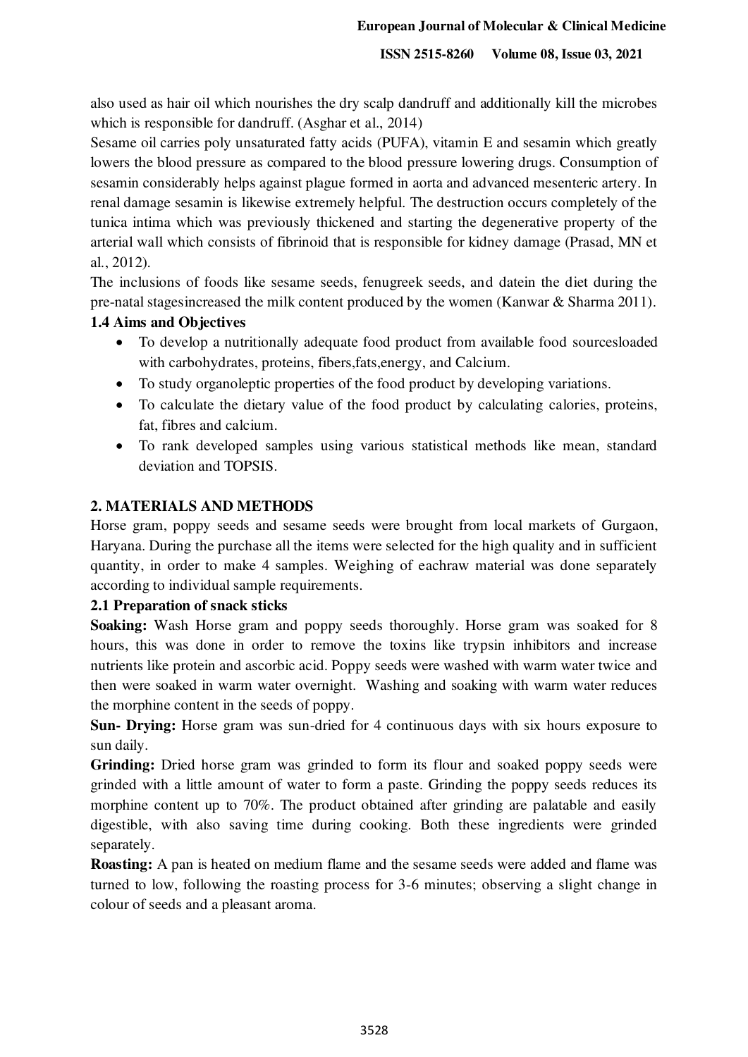also used as hair oil which nourishes the dry scalp dandruff and additionally kill the microbes which is responsible for dandruff. (Asghar et al., 2014)

Sesame oil carries poly unsaturated fatty acids (PUFA), vitamin E and sesamin which greatly lowers the blood pressure as compared to the blood pressure lowering drugs. Consumption of sesamin considerably helps against plague formed in aorta and advanced mesenteric artery. In renal damage sesamin is likewise extremely helpful. The destruction occurs completely of the tunica intima which was previously thickened and starting the degenerative property of the arterial wall which consists of fibrinoid that is responsible for kidney damage (Prasad, MN et al., 2012).

The inclusions of foods like sesame seeds, fenugreek seeds, and datein the diet during the pre-natal stagesincreased the milk content produced by the women (Kanwar & Sharma 2011).

### 1.4 Aims and Objectives

- To develop a nutritionally adequate food product from available food sourcesloaded with carbohydrates, proteins, fibers,fats,energy, and Calcium.
- To study organoleptic properties of the food product by developing variations.
- To calculate the dietary value of the food product by calculating calories, proteins, fat, fibres and calcium.
- To rank developed samples using various statistical methods like mean, standard deviation and TOPSIS.

## 2. MATERIALS AND METHODS

Horse gram, poppy seeds and sesame seeds were brought from local markets of Gurgaon, Haryana. During the purchase all the items were selected for the high quality and in sufficient quantity, in order to make 4 samples. Weighing of eachraw material was done separately according to individual sample requirements.

### 2.1 Preparation of snack sticks

**Soaking:** Wash Horse gram and poppy seeds thoroughly. Horse gram was soaked for 8 hours, this was done in order to remove the toxins like trypsin inhibitors and increase nutrients like protein and ascorbic acid. Poppy seeds were washed with warm water twice and then were soaked in warm water overnight. Washing and soaking with warm water reduces the morphine content in the seeds of poppy.

**Sun- Drying:** Horse gram was sun-dried for 4 continuous days with six hours exposure to sun daily.

**Grinding:** Dried horse gram was grinded to form its flour and soaked poppy seeds were grinded with a little amount of water to form a paste. Grinding the poppy seeds reduces its morphine content up to 70%. The product obtained after grinding are palatable and easily digestible, with also saving time during cooking. Both these ingredients were grinded separately.

**Roasting:** A pan is heated on medium flame and the sesame seeds were added and flame was turned to low, following the roasting process for 3-6 minutes; observing a slight change in colour of seeds and a pleasant aroma.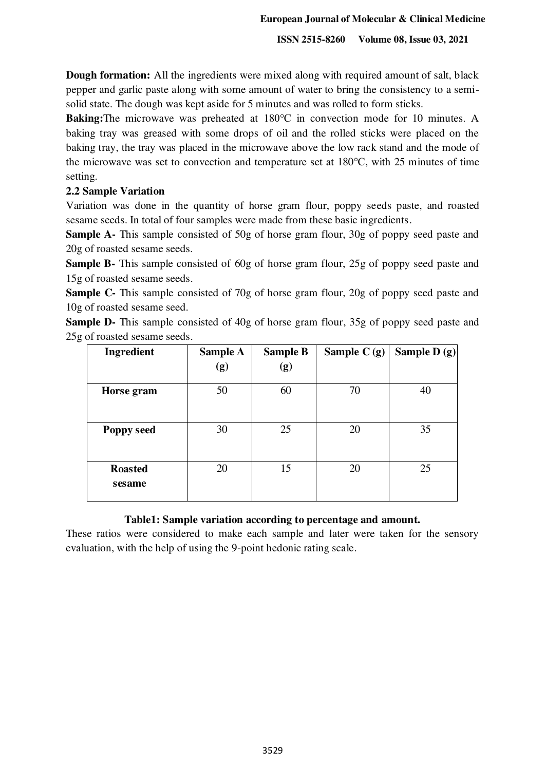**Dough formation:** All the ingredients were mixed along with required amount of salt, black pepper and garlic paste along with some amount of water to bring the consistency to a semi-solid state. The dough was kept aside for 5 minutes and was rolled to form sticks.

**Baking:**The microwave was preheated at 180°C in convection mode for 10 minutes. A baking tray was greased with some drops of oil and the rolled sticks were placed on the baking tray, the tray was placed in the microwave above the low rack stand and the mode of the microwave was set to convection and temperature set at 180°C, with 25 minutes of time setting.

### 2.2 Sample Variation

Variation was done in the quantity of horse gram flour, poppy seeds paste, and roasted sesame seeds. In total of four samples were made from these basic ingredients.

**Sample A-** This sample consisted of 50g of horse gram flour, 30g of poppy seed paste and 20g of roasted sesame seeds.

**Sample B-** This sample consisted of 60g of horse gram flour, 25g of poppy seed paste and 15g of roasted sesame seeds.

**Sample C-** This sample consisted of 70g of horse gram flour, 20g of poppy seed paste and 10g of roasted sesame seed.

**Sample D-** This sample consisted of 40g of horse gram flour, 35g of poppy seed paste and 25g of roasted sesame seeds.

| Ingredient | Sample A (g) | Sample B (g) | Sample C (g) | Sample D (g) |
|---|---|---|---|---|
| Horse gram | 50 | 60 | 70 | 40 |
| Poppy seed | 30 | 25 | 20 | 35 |
| Roasted sesame | 20 | 15 | 20 | 25 |

**Table1: Sample variation according to percentage and amount.**

These ratios were considered to make each sample and later were taken for the sensory evaluation, with the help of using the 9-point hedonic rating scale.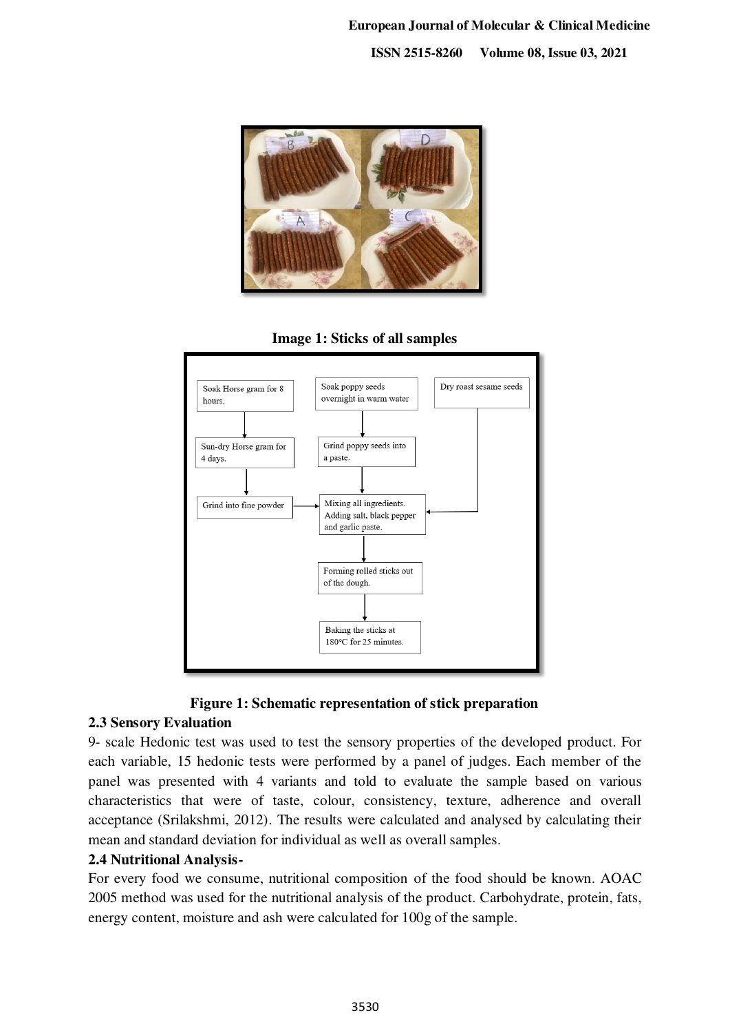**Image 1: Sticks of all samples**

Soak Horse gram for 8 hours. → Sun-dry Horse gram for 4 days. → Grind into fine powder

Soak poppy seeds overnight in warm water → Grind poppy seeds into a paste.

Dry roast sesame seeds

→ Mixing all ingredients. Adding salt, black pepper and garlic paste. → Forming rolled sticks out of the dough. → Baking the sticks at 180°C for 25 minutes.

**Figure 1: Schematic representation of stick preparation**

### 2.3 Sensory Evaluation

9- scale Hedonic test was used to test the sensory properties of the developed product. For each variable, 15 hedonic tests were performed by a panel of judges. Each member of the panel was presented with 4 variants and told to evaluate the sample based on various characteristics that were of taste, colour, consistency, texture, adherence and overall acceptance (Srilakshmi, 2012). The results were calculated and analysed by calculating their mean and standard deviation for individual as well as overall samples.

### 2.4 Nutritional Analysis-

For every food we consume, nutritional composition of the food should be known. AOAC 2005 method was used for the nutritional analysis of the product. Carbohydrate, protein, fats, energy content, moisture and ash were calculated for 100g of the sample.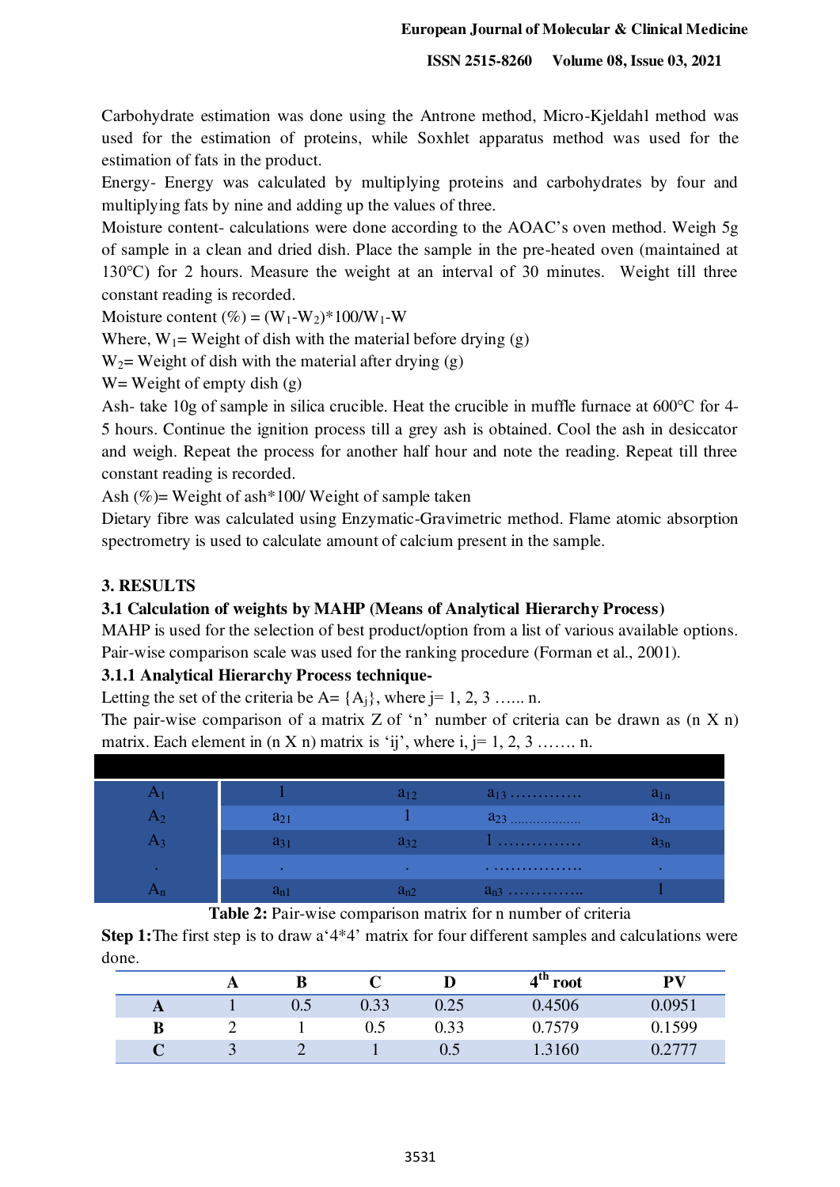Carbohydrate estimation was done using the Antrone method, Micro-Kjeldahl method was used for the estimation of proteins, while Soxhlet apparatus method was used for the estimation of fats in the product.

Energy- Energy was calculated by multiplying proteins and carbohydrates by four and multiplying fats by nine and adding up the values of three.

Moisture content- calculations were done according to the AOAC's oven method. Weigh 5g of sample in a clean and dried dish. Place the sample in the pre-heated oven (maintained at 130°C) for 2 hours. Measure the weight at an interval of 30 minutes. Weight till three constant reading is recorded.

Moisture content (%) = $(W_1-W_2)*100/W_1-W$

Where, $W_1$= Weight of dish with the material before drying (g)

$W_2$= Weight of dish with the material after drying (g)

W= Weight of empty dish (g)

Ash- take 10g of sample in silica crucible. Heat the crucible in muffle furnace at 600°C for 4-5 hours. Continue the ignition process till a grey ash is obtained. Cool the ash in desiccator and weigh. Repeat the process for another half hour and note the reading. Repeat till three constant reading is recorded.

Ash (%)= Weight of ash*100/ Weight of sample taken

Dietary fibre was calculated using Enzymatic-Gravimetric method. Flame atomic absorption spectrometry is used to calculate amount of calcium present in the sample.

## 3. RESULTS

### 3.1 Calculation of weights by MAHP (Means of Analytical Hierarchy Process)

MAHP is used for the selection of best product/option from a list of various available options. Pair-wise comparison scale was used for the ranking procedure (Forman et al., 2001).

### 3.1.1 Analytical Hierarchy Process technique-

Letting the set of the criteria be A= {$A_j$}, where j= 1, 2, 3 …... n.

The pair-wise comparison of a matrix Z of 'n' number of criteria can be drawn as (n X n) matrix. Each element in (n X n) matrix is 'ij', where i, j= 1, 2, 3 ……. n.

| | | | | |
|---|---|---|---|---|
| $A_1$ | 1 | $a_{12}$ | $a_{13}$ ………… | $a_{1n}$ |
| $A_2$ | $a_{21}$ | 1 | $a_{23}$ ……………… | $a_{2n}$ |
| $A_3$ | $a_{31}$ | $a_{32}$ | 1 …………… | $a_{3n}$ |
| . | . | . | . …………… | . |
| $A_n$ | $a_{n1}$ | $a_{n2}$ | $a_{n3}$ ………….. | 1 |

**Table 2:** Pair-wise comparison matrix for n number of criteria

**Step 1:** The first step is to draw a '4*4' matrix for four different samples and calculations were done.

| | A | B | C | D | $4^{th}$ root | PV |
|---|---|---|---|---|---|---|
| **A** | 1 | 0.5 | 0.33 | 0.25 | 0.4506 | 0.0951 |
| **B** | 2 | 1 | 0.5 | 0.33 | 0.7579 | 0.1599 |
| **C** | 3 | 2 | 1 | 0.5 | 1.3160 | 0.2777 |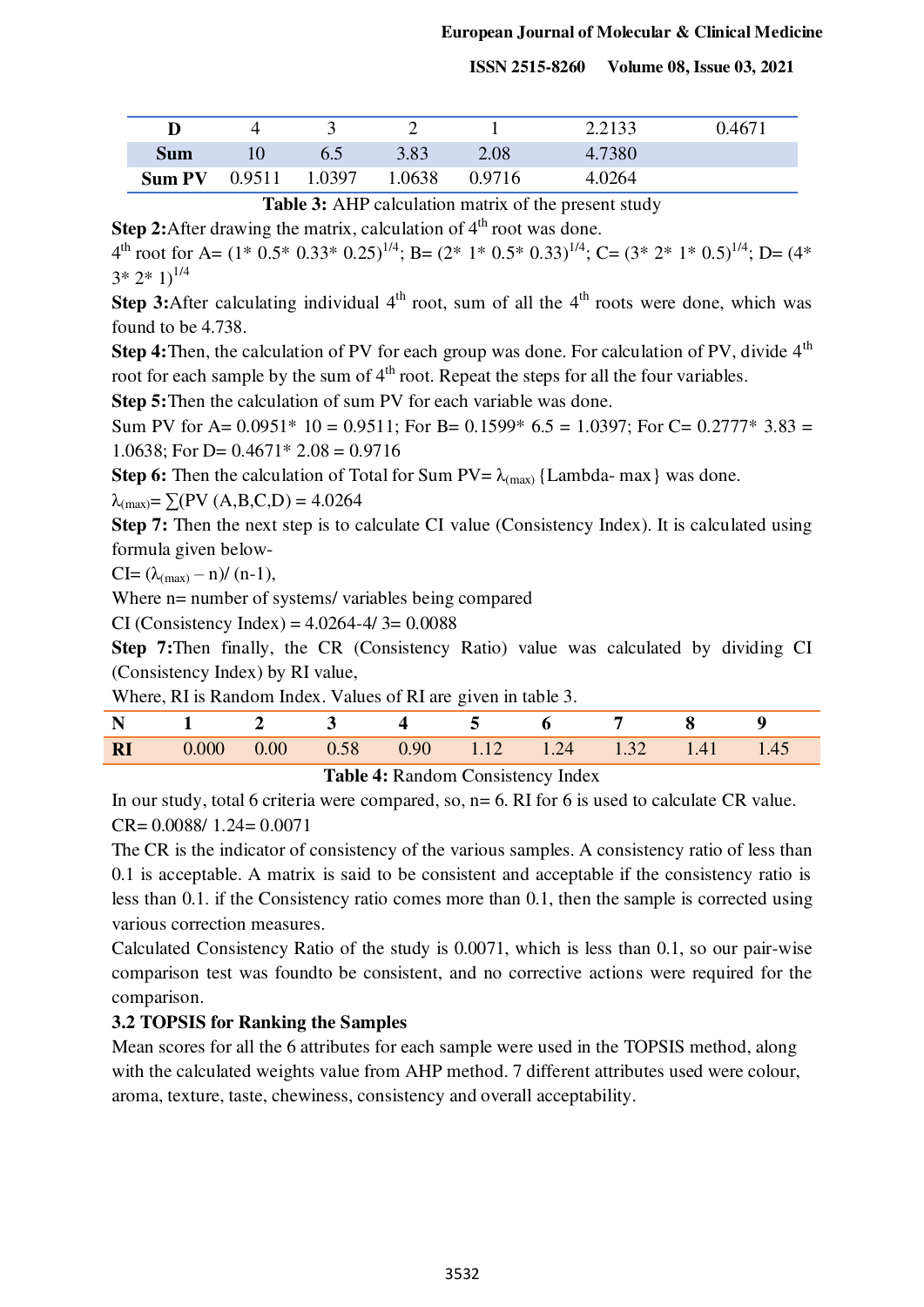| D | 4 | 3 | 2 | 1 | 2.2133 | 0.4671 |
|---|---|---|---|---|---|---|
| **Sum** | 10 | 6.5 | 3.83 | 2.08 | 4.7380 | |
| **Sum PV** | 0.9511 | 1.0397 | 1.0638 | 0.9716 | 4.0264 | |

**Table 3:** AHP calculation matrix of the present study

**Step 2:** After drawing the matrix, calculation of 4$^{th}$ root was done.

4$^{th}$ root for A= $(1*\ 0.5*\ 0.33*\ 0.25)^{1/4}$; B= $(2*\ 1*\ 0.5*\ 0.33)^{1/4}$; C= $(3*\ 2*\ 1*\ 0.5)^{1/4}$; D= $(4*\ 3*\ 2*\ 1)^{1/4}$

**Step 3:** After calculating individual 4$^{th}$ root, sum of all the 4$^{th}$ roots were done, which was found to be 4.738.

**Step 4:** Then, the calculation of PV for each group was done. For calculation of PV, divide 4$^{th}$ root for each sample by the sum of 4$^{th}$ root. Repeat the steps for all the four variables.

**Step 5:** Then the calculation of sum PV for each variable was done.

Sum PV for A= 0.0951* 10 = 0.9511; For B= 0.1599* 6.5 = 1.0397; For C= 0.2777* 3.83 = 1.0638; For D= 0.4671* 2.08 = 0.9716

**Step 6:** Then the calculation of Total for Sum PV= $\lambda_{(max)}$ {Lambda- max} was done.

$\lambda_{(max)} = \sum(PV\ (A,B,C,D)) = 4.0264$

**Step 7:** Then the next step is to calculate CI value (Consistency Index). It is calculated using formula given below-

$CI = (\lambda_{(max)} - n)/ (n-1)$,

Where n= number of systems/ variables being compared

CI (Consistency Index) = 4.0264-4/ 3= 0.0088

**Step 7:** Then finally, the CR (Consistency Ratio) value was calculated by dividing CI (Consistency Index) by RI value,

Where, RI is Random Index. Values of RI are given in table 3.

| N | 1 | 2 | 3 | 4 | 5 | 6 | 7 | 8 | 9 |
|---|---|---|---|---|---|---|---|---|---|
| **RI** | 0.000 | 0.00 | 0.58 | 0.90 | 1.12 | 1.24 | 1.32 | 1.41 | 1.45 |

**Table 4:** Random Consistency Index

In our study, total 6 criteria were compared, so, n= 6. RI for 6 is used to calculate CR value.

CR= 0.0088/ 1.24= 0.0071

The CR is the indicator of consistency of the various samples. A consistency ratio of less than 0.1 is acceptable. A matrix is said to be consistent and acceptable if the consistency ratio is less than 0.1. if the Consistency ratio comes more than 0.1, then the sample is corrected using various correction measures.

Calculated Consistency Ratio of the study is 0.0071, which is less than 0.1, so our pair-wise comparison test was foundto be consistent, and no corrective actions were required for the comparison.

### 3.2 TOPSIS for Ranking the Samples

Mean scores for all the 6 attributes for each sample were used in the TOPSIS method, along with the calculated weights value from AHP method. 7 different attributes used were colour, aroma, texture, taste, chewiness, consistency and overall acceptability.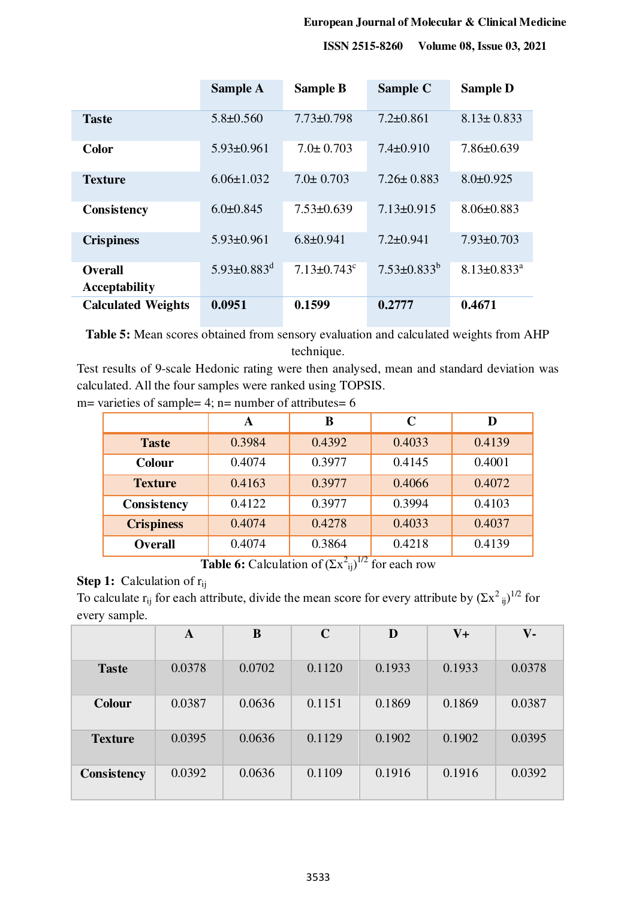|  | Sample A | Sample B | Sample C | Sample D |
|---|---|---|---|---|
| **Taste** | 5.8±0.560 | 7.73±0.798 | 7.2±0.861 | 8.13± 0.833 |
| **Color** | 5.93±0.961 | 7.0± 0.703 | 7.4±0.910 | 7.86±0.639 |
| **Texture** | 6.06±1.032 | 7.0± 0.703 | 7.26± 0.883 | 8.0±0.925 |
| **Consistency** | 6.0±0.845 | 7.53±0.639 | 7.13±0.915 | 8.06±0.883 |
| **Crispiness** | 5.93±0.961 | 6.8±0.941 | 7.2±0.941 | 7.93±0.703 |
| **Overall Acceptability** | 5.93±0.883[d] | 7.13±0.743[c] | 7.53±0.833[b] | 8.13±0.833[a] |
| **Calculated Weights** | **0.0951** | **0.1599** | **0.2777** | **0.4671** |

**Table 5:** Mean scores obtained from sensory evaluation and calculated weights from AHP technique.

Test results of 9-scale Hedonic rating were then analysed, mean and standard deviation was calculated. All the four samples were ranked using TOPSIS.

m= varieties of sample= 4; n= number of attributes= 6

|  | A | B | C | D |
|---|---|---|---|---|
| **Taste** | 0.3984 | 0.4392 | 0.4033 | 0.4139 |
| **Colour** | 0.4074 | 0.3977 | 0.4145 | 0.4001 |
| **Texture** | 0.4163 | 0.3977 | 0.4066 | 0.4072 |
| **Consistency** | 0.4122 | 0.3977 | 0.3994 | 0.4103 |
| **Crispiness** | 0.4074 | 0.4278 | 0.4033 | 0.4037 |
| **Overall** | 0.4074 | 0.3864 | 0.4218 | 0.4139 |

**Table 6:** Calculation of $(\Sigma x^2_{ij})^{1/2}$ for each row

**Step 1:** Calculation of $r_{ij}$

To calculate $r_{ij}$ for each attribute, divide the mean score for every attribute by $(\Sigma x^2_{ij})^{1/2}$ for every sample.

|  | A | B | C | D | V+ | V- |
|---|---|---|---|---|---|---|
| **Taste** | 0.0378 | 0.0702 | 0.1120 | 0.1933 | 0.1933 | 0.0378 |
| **Colour** | 0.0387 | 0.0636 | 0.1151 | 0.1869 | 0.1869 | 0.0387 |
| **Texture** | 0.0395 | 0.0636 | 0.1129 | 0.1902 | 0.1902 | 0.0395 |
| **Consistency** | 0.0392 | 0.0636 | 0.1109 | 0.1916 | 0.1916 | 0.0392 |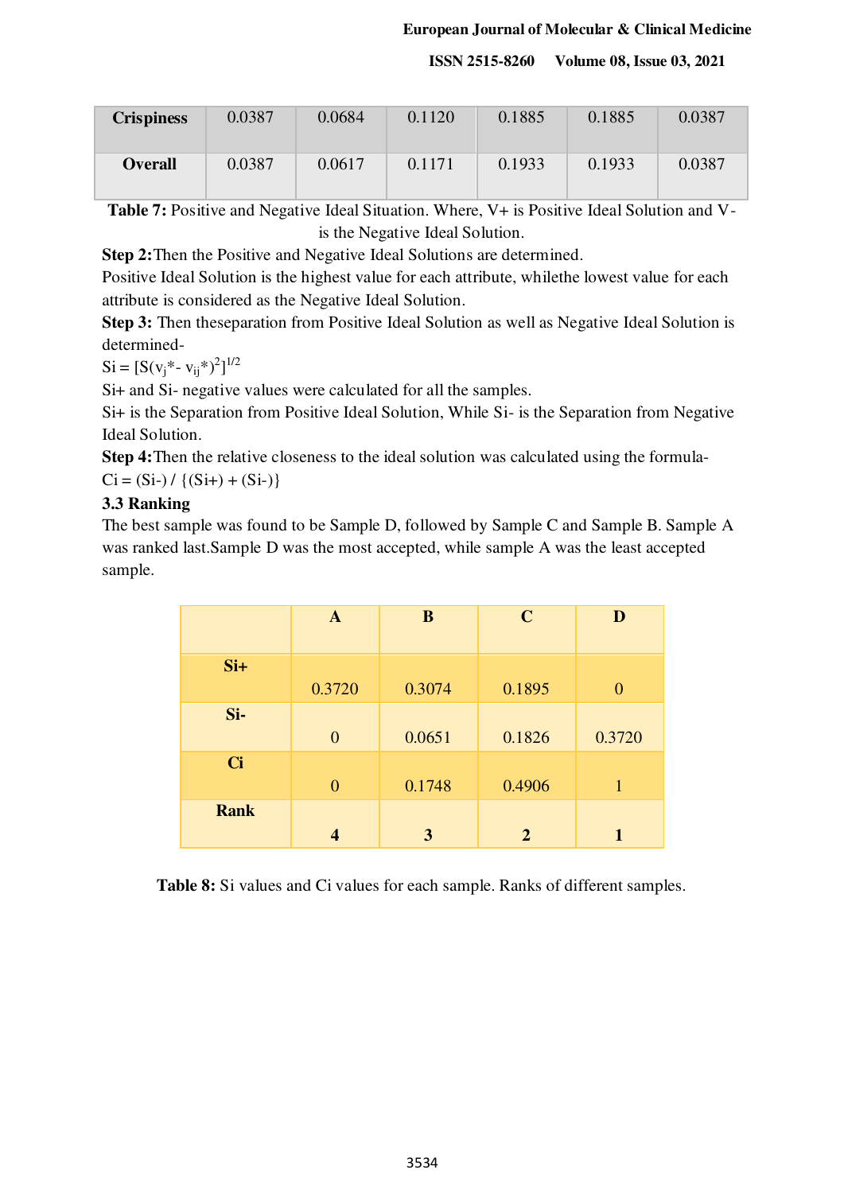| Crispiness | 0.0387 | 0.0684 | 0.1120 | 0.1885 | 0.1885 | 0.0387 |
|---|---|---|---|---|---|---|
| Overall | 0.0387 | 0.0617 | 0.1171 | 0.1933 | 0.1933 | 0.0387 |

**Table 7:** Positive and Negative Ideal Situation. Where, V+ is Positive Ideal Solution and V- is the Negative Ideal Solution.

**Step 2:** Then the Positive and Negative Ideal Solutions are determined.

Positive Ideal Solution is the highest value for each attribute, whilethe lowest value for each attribute is considered as the Negative Ideal Solution.

**Step 3:** Then theseparation from Positive Ideal Solution as well as Negative Ideal Solution is determined-

$Si = [S(v_j^* - v_{ij}^*)^2]^{1/2}$

Si+ and Si- negative values were calculated for all the samples.

Si+ is the Separation from Positive Ideal Solution, While Si- is the Separation from Negative Ideal Solution.

**Step 4:** Then the relative closeness to the ideal solution was calculated using the formula-

Ci = (Si-) / {(Si+) + (Si-)}

### 3.3 Ranking

The best sample was found to be Sample D, followed by Sample C and Sample B. Sample A was ranked last.Sample D was the most accepted, while sample A was the least accepted sample.

| | A | B | C | D |
|---|---|---|---|---|
| **Si+** | 0.3720 | 0.3074 | 0.1895 | 0 |
| **Si-** | 0 | 0.0651 | 0.1826 | 0.3720 |
| **Ci** | 0 | 0.1748 | 0.4906 | 1 |
| **Rank** | **4** | **3** | **2** | **1** |

**Table 8:** Si values and Ci values for each sample. Ranks of different samples.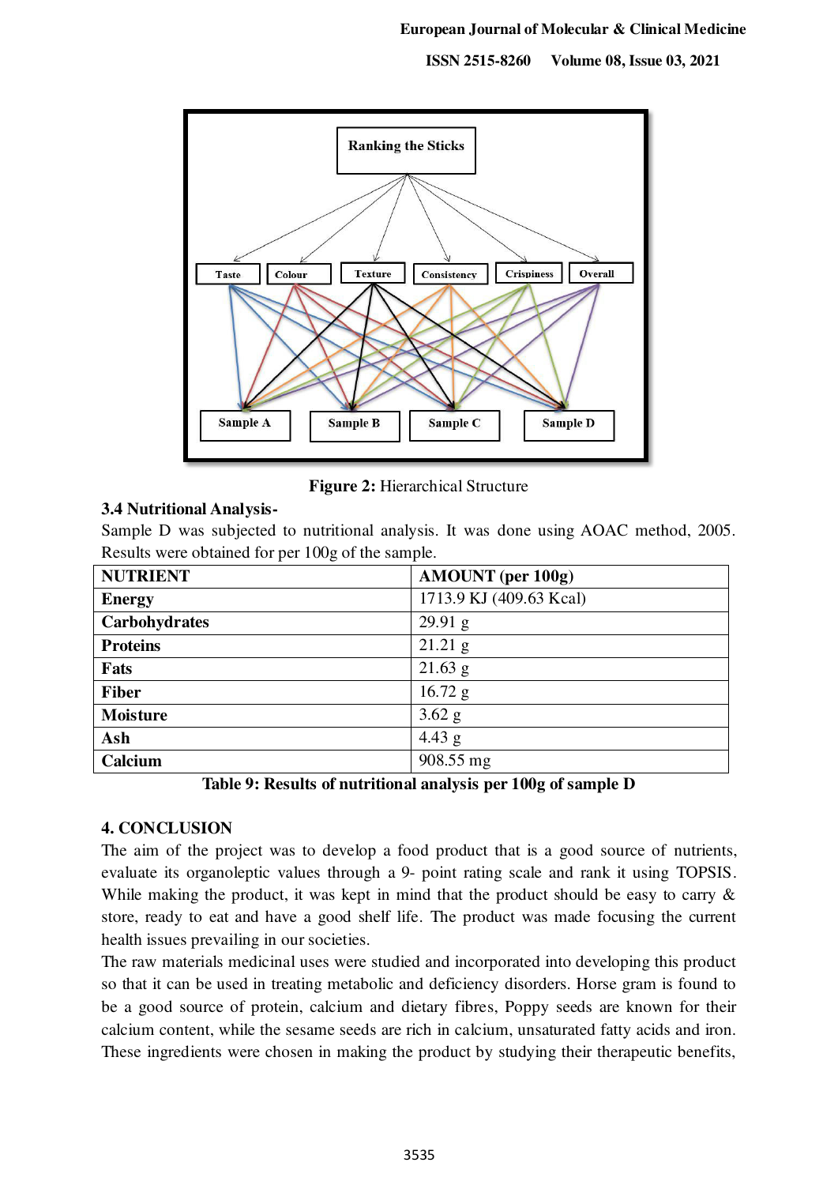Figure 2: Hierarchical Structure

### 3.4 Nutritional Analysis-

Sample D was subjected to nutritional analysis. It was done using AOAC method, 2005. Results were obtained for per 100g of the sample.

| NUTRIENT | AMOUNT (per 100g) |
|---|---|
| **Energy** | 1713.9 KJ (409.63 Kcal) |
| **Carbohydrates** | 29.91 g |
| **Proteins** | 21.21 g |
| **Fats** | 21.63 g |
| **Fiber** | 16.72 g |
| **Moisture** | 3.62 g |
| **Ash** | 4.43 g |
| **Calcium** | 908.55 mg |

**Table 9: Results of nutritional analysis per 100g of sample D**

## 4. CONCLUSION

The aim of the project was to develop a food product that is a good source of nutrients, evaluate its organoleptic values through a 9- point rating scale and rank it using TOPSIS. While making the product, it was kept in mind that the product should be easy to carry & store, ready to eat and have a good shelf life. The product was made focusing the current health issues prevailing in our societies.

The raw materials medicinal uses were studied and incorporated into developing this product so that it can be used in treating metabolic and deficiency disorders. Horse gram is found to be a good source of protein, calcium and dietary fibres, Poppy seeds are known for their calcium content, while the sesame seeds are rich in calcium, unsaturated fatty acids and iron. These ingredients were chosen in making the product by studying their therapeutic benefits,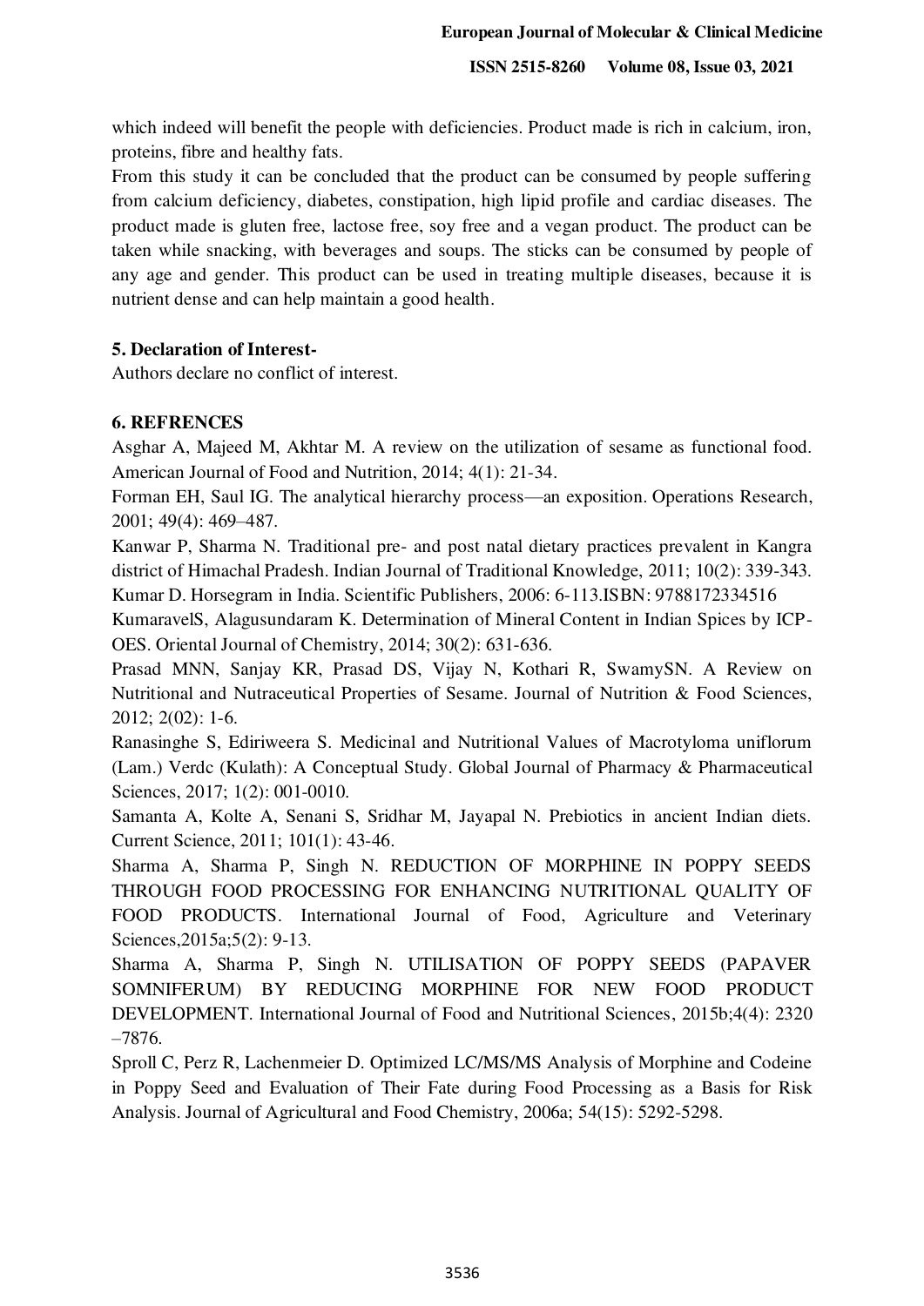which indeed will benefit the people with deficiencies. Product made is rich in calcium, iron, proteins, fibre and healthy fats.

From this study it can be concluded that the product can be consumed by people suffering from calcium deficiency, diabetes, constipation, high lipid profile and cardiac diseases. The product made is gluten free, lactose free, soy free and a vegan product. The product can be taken while snacking, with beverages and soups. The sticks can be consumed by people of any age and gender. This product can be used in treating multiple diseases, because it is nutrient dense and can help maintain a good health.

## 5. Declaration of Interest-

Authors declare no conflict of interest.

## 6. REFRENCES

Asghar A, Majeed M, Akhtar M. A review on the utilization of sesame as functional food. American Journal of Food and Nutrition, 2014; 4(1): 21-34.

Forman EH, Saul IG. The analytical hierarchy process—an exposition. Operations Research, 2001; 49(4): 469–487.

Kanwar P, Sharma N. Traditional pre- and post natal dietary practices prevalent in Kangra district of Himachal Pradesh. Indian Journal of Traditional Knowledge, 2011; 10(2): 339-343.

Kumar D. Horsegram in India. Scientific Publishers, 2006: 6-113.ISBN: 9788172334516

KumaravelS, Alagusundaram K. Determination of Mineral Content in Indian Spices by ICP-OES. Oriental Journal of Chemistry, 2014; 30(2): 631-636.

Prasad MNN, Sanjay KR, Prasad DS, Vijay N, Kothari R, SwamySN. A Review on Nutritional and Nutraceutical Properties of Sesame. Journal of Nutrition & Food Sciences, 2012; 2(02): 1-6.

Ranasinghe S, Ediriweera S. Medicinal and Nutritional Values of Macrotyloma uniflorum (Lam.) Verdc (Kulath): A Conceptual Study. Global Journal of Pharmacy & Pharmaceutical Sciences, 2017; 1(2): 001-0010.

Samanta A, Kolte A, Senani S, Sridhar M, Jayapal N. Prebiotics in ancient Indian diets. Current Science, 2011; 101(1): 43-46.

Sharma A, Sharma P, Singh N. REDUCTION OF MORPHINE IN POPPY SEEDS THROUGH FOOD PROCESSING FOR ENHANCING NUTRITIONAL QUALITY OF FOOD PRODUCTS. International Journal of Food, Agriculture and Veterinary Sciences,2015a;5(2): 9-13.

Sharma A, Sharma P, Singh N. UTILISATION OF POPPY SEEDS (PAPAVER SOMNIFERUM) BY REDUCING MORPHINE FOR NEW FOOD PRODUCT DEVELOPMENT. International Journal of Food and Nutritional Sciences, 2015b;4(4): 2320 –7876.

Sproll C, Perz R, Lachenmeier D. Optimized LC/MS/MS Analysis of Morphine and Codeine in Poppy Seed and Evaluation of Their Fate during Food Processing as a Basis for Risk Analysis. Journal of Agricultural and Food Chemistry, 2006a; 54(15): 5292-5298.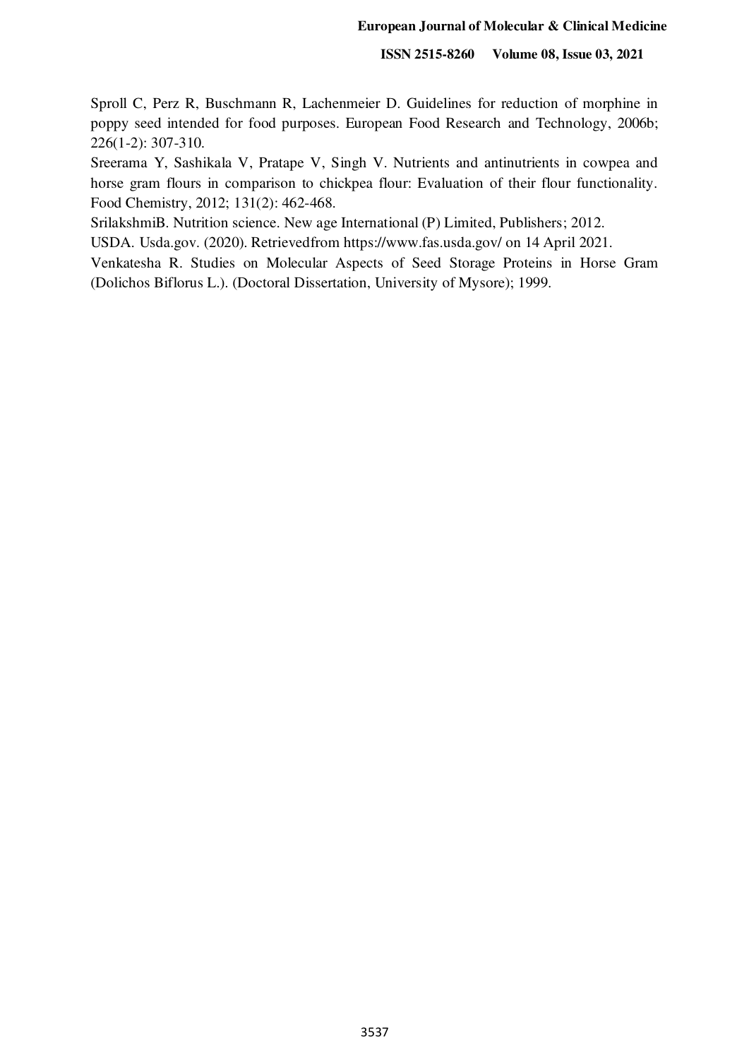Sproll C, Perz R, Buschmann R, Lachenmeier D. Guidelines for reduction of morphine in poppy seed intended for food purposes. European Food Research and Technology, 2006b; 226(1-2): 307-310.

Sreerama Y, Sashikala V, Pratape V, Singh V. Nutrients and antinutrients in cowpea and horse gram flours in comparison to chickpea flour: Evaluation of their flour functionality. Food Chemistry, 2012; 131(2): 462-468.

SrilakshmiB. Nutrition science. New age International (P) Limited, Publishers; 2012.

USDA. Usda.gov. (2020). Retrievedfrom https://www.fas.usda.gov/ on 14 April 2021.

Venkatesha R. Studies on Molecular Aspects of Seed Storage Proteins in Horse Gram (Dolichos Biflorus L.). (Doctoral Dissertation, University of Mysore); 1999.